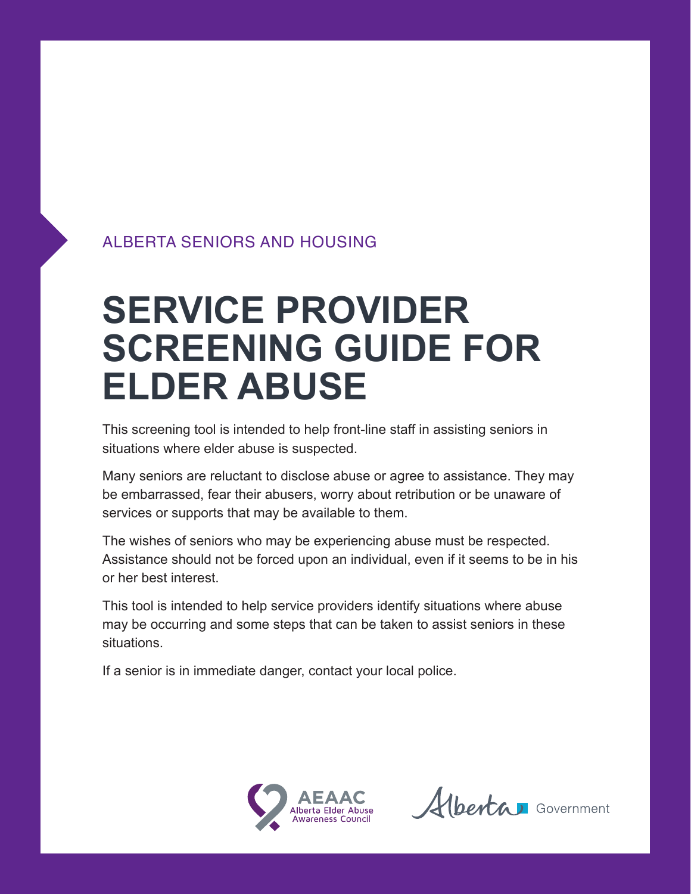ALBERTA SENIORS AND HOUSING

# SERVICE PROVIDER SCREENING GUIDE FOR ELDER ABUSE

This screening tool is intended to help front-line staff in assisting seniors in situations where elder abuse is suspected.

Many seniors are reluctant to disclose abuse or agree to assistance. They may be embarrassed, fear their abusers, worry about retribution or be unaware of services or supports that may be available to them.

The wishes of seniors who may be experiencing abuse must be respected. Assistance should not be forced upon an individual, even if it seems to be in his or her best interest.

This tool is intended to help service providers identify situations where abuse may be occurring and some steps that can be taken to assist seniors in these situations.

If a senior is in immediate danger, contact your local police.

AEAAC Alberta Elder Abuse Awareness Council

Alberta Government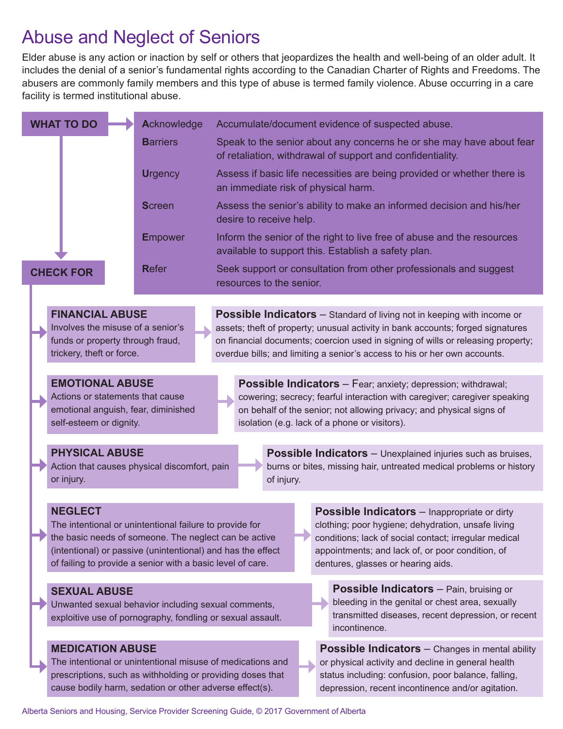# Abuse and Neglect of Seniors

Elder abuse is any action or inaction by self or others that jeopardizes the health and well-being of an older adult. It includes the denial of a senior's fundamental rights according to the Canadian Charter of Rights and Freedoms. The abusers are commonly family members and this type of abuse is termed family violence. Abuse occurring in a care facility is termed institutional abuse.

## WHAT TO DO

| | |
|---|---|
| **A**cknowledge | Accumulate/document evidence of suspected abuse. |
| **B**arriers | Speak to the senior about any concerns he or she may have about fear of retaliation, withdrawal of support and confidentiality. |
| **U**rgency | Assess if basic life necessities are being provided or whether there is an immediate risk of physical harm. |
| **S**creen | Assess the senior's ability to make an informed decision and his/her desire to receive help. |
| **E**mpower | Inform the senior of the right to live free of abuse and the resources available to support this. Establish a safety plan. |
| **R**efer | Seek support or consultation from other professionals and suggest resources to the senior. |

## CHECK FOR

### FINANCIAL ABUSE

Involves the misuse of a senior's funds or property through fraud, trickery, theft or force.

**Possible Indicators** – Standard of living not in keeping with income or assets; theft of property; unusual activity in bank accounts; forged signatures on financial documents; coercion used in signing of wills or releasing property; overdue bills; and limiting a senior's access to his or her own accounts.

### EMOTIONAL ABUSE

Actions or statements that cause emotional anguish, fear, diminished self-esteem or dignity.

**Possible Indicators** – Fear; anxiety; depression; withdrawal; cowering; secrecy; fearful interaction with caregiver; caregiver speaking on behalf of the senior; not allowing privacy; and physical signs of isolation (e.g. lack of a phone or visitors).

### PHYSICAL ABUSE

Action that causes physical discomfort, pain or injury.

**Possible Indicators** – Unexplained injuries such as bruises, burns or bites, missing hair, untreated medical problems or history of injury.

### NEGLECT

The intentional or unintentional failure to provide for the basic needs of someone. The neglect can be active (intentional) or passive (unintentional) and has the effect of failing to provide a senior with a basic level of care.

**Possible Indicators** – Inappropriate or dirty clothing; poor hygiene; dehydration, unsafe living conditions; lack of social contact; irregular medical appointments; and lack of, or poor condition, of dentures, glasses or hearing aids.

### SEXUAL ABUSE

Unwanted sexual behavior including sexual comments, exploitive use of pornography, fondling or sexual assault.

**Possible Indicators** – Pain, bruising or bleeding in the genital or chest area, sexually transmitted diseases, recent depression, or recent incontinence.

### MEDICATION ABUSE

The intentional or unintentional misuse of medications and prescriptions, such as withholding or providing doses that cause bodily harm, sedation or other adverse effect(s).

**Possible Indicators** – Changes in mental ability or physical activity and decline in general health status including: confusion, poor balance, falling, depression, recent incontinence and/or agitation.

Alberta Seniors and Housing, Service Provider Screening Guide, © 2017 Government of Alberta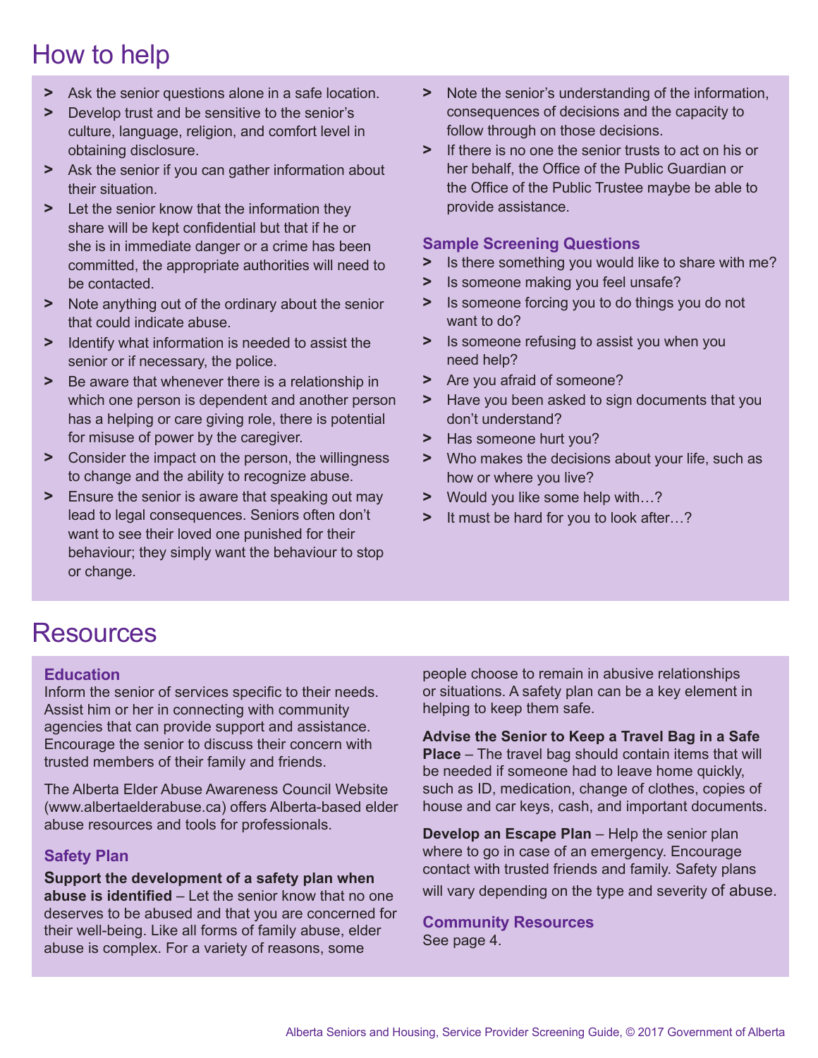# How to help

- Ask the senior questions alone in a safe location.
- Develop trust and be sensitive to the senior's culture, language, religion, and comfort level in obtaining disclosure.
- Ask the senior if you can gather information about their situation.
- Let the senior know that the information they share will be kept confidential but that if he or she is in immediate danger or a crime has been committed, the appropriate authorities will need to be contacted.
- Note anything out of the ordinary about the senior that could indicate abuse.
- Identify what information is needed to assist the senior or if necessary, the police.
- Be aware that whenever there is a relationship in which one person is dependent and another person has a helping or care giving role, there is potential for misuse of power by the caregiver.
- Consider the impact on the person, the willingness to change and the ability to recognize abuse.
- Ensure the senior is aware that speaking out may lead to legal consequences. Seniors often don't want to see their loved one punished for their behaviour; they simply want the behaviour to stop or change.
- Note the senior's understanding of the information, consequences of decisions and the capacity to follow through on those decisions.
- If there is no one the senior trusts to act on his or her behalf, the Office of the Public Guardian or the Office of the Public Trustee maybe be able to provide assistance.

### Sample Screening Questions

- Is there something you would like to share with me?
- Is someone making you feel unsafe?
- Is someone forcing you to do things you do not want to do?
- Is someone refusing to assist you when you need help?
- Are you afraid of someone?
- Have you been asked to sign documents that you don't understand?
- Has someone hurt you?
- Who makes the decisions about your life, such as how or where you live?
- Would you like some help with…?
- It must be hard for you to look after…?

# Resources

### Education

Inform the senior of services specific to their needs. Assist him or her in connecting with community agencies that can provide support and assistance. Encourage the senior to discuss their concern with trusted members of their family and friends.

The Alberta Elder Abuse Awareness Council Website (www.albertaelderabuse.ca) offers Alberta-based elder abuse resources and tools for professionals.

### Safety Plan

**Support the development of a safety plan when abuse is identified** – Let the senior know that no one deserves to be abused and that you are concerned for their well-being. Like all forms of family abuse, elder abuse is complex. For a variety of reasons, some people choose to remain in abusive relationships or situations. A safety plan can be a key element in helping to keep them safe.

**Advise the Senior to Keep a Travel Bag in a Safe Place** – The travel bag should contain items that will be needed if someone had to leave home quickly, such as ID, medication, change of clothes, copies of house and car keys, cash, and important documents.

**Develop an Escape Plan** – Help the senior plan where to go in case of an emergency. Encourage contact with trusted friends and family. Safety plans will vary depending on the type and severity of abuse.

### Community Resources

See page 4.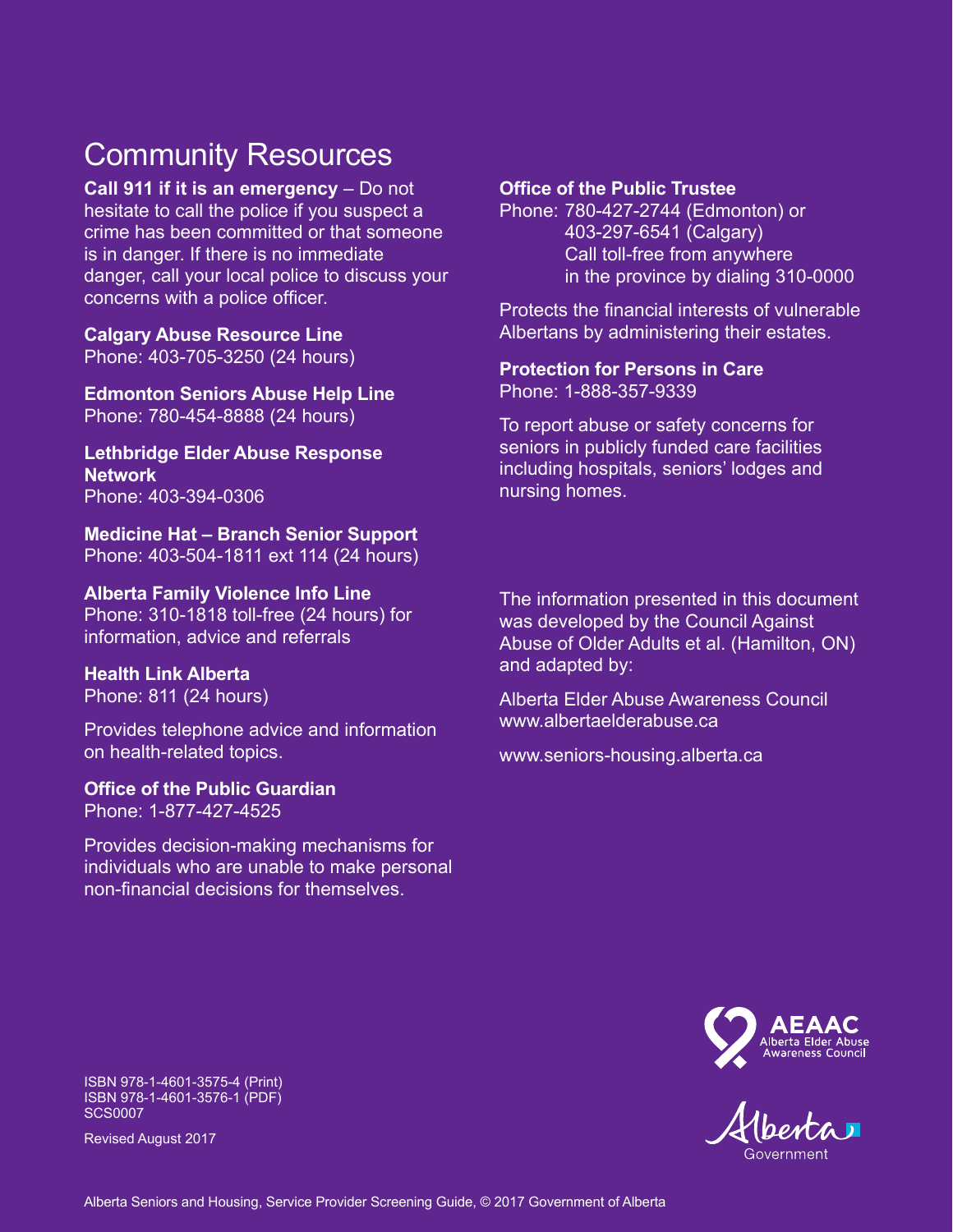# Community Resources

**Call 911 if it is an emergency** – Do not hesitate to call the police if you suspect a crime has been committed or that someone is in danger. If there is no immediate danger, call your local police to discuss your concerns with a police officer.

**Calgary Abuse Resource Line**
Phone: 403-705-3250 (24 hours)

**Edmonton Seniors Abuse Help Line**
Phone: 780-454-8888 (24 hours)

**Lethbridge Elder Abuse Response Network**
Phone: 403-394-0306

**Medicine Hat – Branch Senior Support**
Phone: 403-504-1811 ext 114 (24 hours)

**Alberta Family Violence Info Line**
Phone: 310-1818 toll-free (24 hours) for information, advice and referrals

**Health Link Alberta**
Phone: 811 (24 hours)

Provides telephone advice and information on health-related topics.

**Office of the Public Guardian**
Phone: 1-877-427-4525

Provides decision-making mechanisms for individuals who are unable to make personal non-financial decisions for themselves.

**Office of the Public Trustee**
Phone: 780-427-2744 (Edmonton) or
403-297-6541 (Calgary)
Call toll-free from anywhere in the province by dialing 310-0000

Protects the financial interests of vulnerable Albertans by administering their estates.

**Protection for Persons in Care**
Phone: 1-888-357-9339

To report abuse or safety concerns for seniors in publicly funded care facilities including hospitals, seniors' lodges and nursing homes.

The information presented in this document was developed by the Council Against Abuse of Older Adults et al. (Hamilton, ON) and adapted by:

Alberta Elder Abuse Awareness Council
www.albertaelderabuse.ca

www.seniors-housing.alberta.ca

AEAAC
Alberta Elder Abuse Awareness Council

Alberta Government

ISBN 978-1-4601-3575-4 (Print)
ISBN 978-1-4601-3576-1 (PDF)
SCS0007

Revised August 2017

Alberta Seniors and Housing, Service Provider Screening Guide, © 2017 Government of Alberta